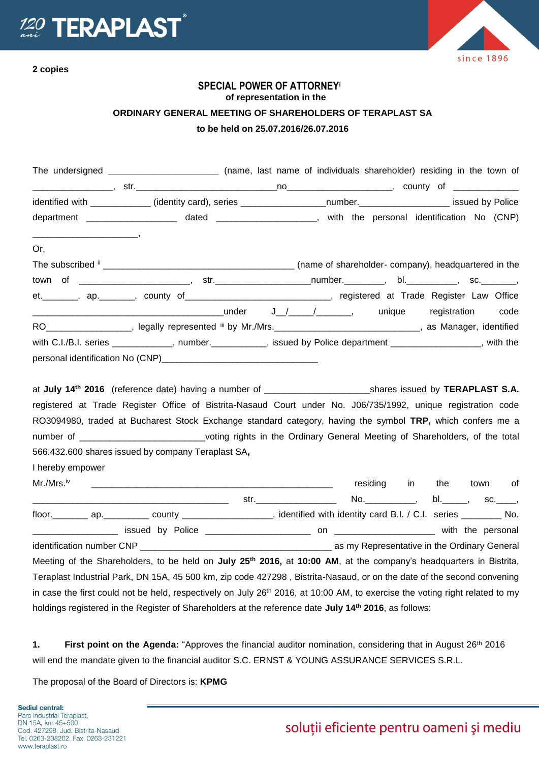**2 copies**

# SPECIAL POWER OF ATTORNEY[i]

**of representation in the**

**ORDINARY GENERAL MEETING OF SHAREHOLDERS OF TERAPLAST SA**

**to be held on 25.07.2016/26.07.2016**

The undersigned ______________________ (name, last name of individuals shareholder) residing in the town of ________________, str.______________________________no_____________________, county of _____________ identified with ____________ (identity card), series _________________number.__________________ issued by Police department __________________ dated ____________________, with the personal identification No (CNP) _____________________,

Or,

The subscribed [ii] ______________________________________ (name of shareholder- company), headquartered in the town of ______________________, str.___________________number.________, bl.__________, sc._______, et._______, ap._______, county of_____________________________, registered at Trade Register Law Office ________________________________________under J__/_____/_______, unique registration code RO_________________, legally represented [iii] by Mr./Mrs.______________________________, as Manager, identified with C.I./B.I. series ____________, number.___________, issued by Police department __________________, with the personal identification No (CNP)________________________________

at **July 14th 2016** (reference date) having a number of _____________________shares issued by **TERAPLAST S.A.** registered at Trade Register Office of Bistrita-Nasaud Court under No. J06/735/1992, unique registration code RO3094980, traded at Bucharest Stock Exchange standard category, having the symbol **TRP,** which confers me a number of _________________________voting rights in the Ordinary General Meeting of Shareholders, of the total 566.432.600 shares issued by company Teraplast SA**,**

I hereby empower

Mr./Mrs.[iv] __________________________________________________ residing in the town of ________________________________________ str._________________ No.__________, bl._____, sc.____, floor._______ ap._________ county __________________, identified with identity card B.I. / C.I. series ________ No. _________________ issued by Police _____________________ on ____________________ with the personal identification number CNP _______________________________________ as my Representative in the Ordinary General Meeting of the Shareholders, to be held on **July 25th 2016,** at **10:00 AM**, at the company's headquarters in Bistrita, Teraplast Industrial Park, DN 15A, 45 500 km, zip code 427298 , Bistrita-Nasaud, or on the date of the second convening in case the first could not be held, respectively on July 26th 2016, at 10:00 AM, to exercise the voting right related to my holdings registered in the Register of Shareholders at the reference date **July 14th 2016**, as follows:

**1. First point on the Agenda:** "Approves the financial auditor nomination, considering that in August 26th 2016 will end the mandate given to the financial auditor S.C. ERNST & YOUNG ASSURANCE SERVICES S.R.L.

The proposal of the Board of Directors is: **KPMG**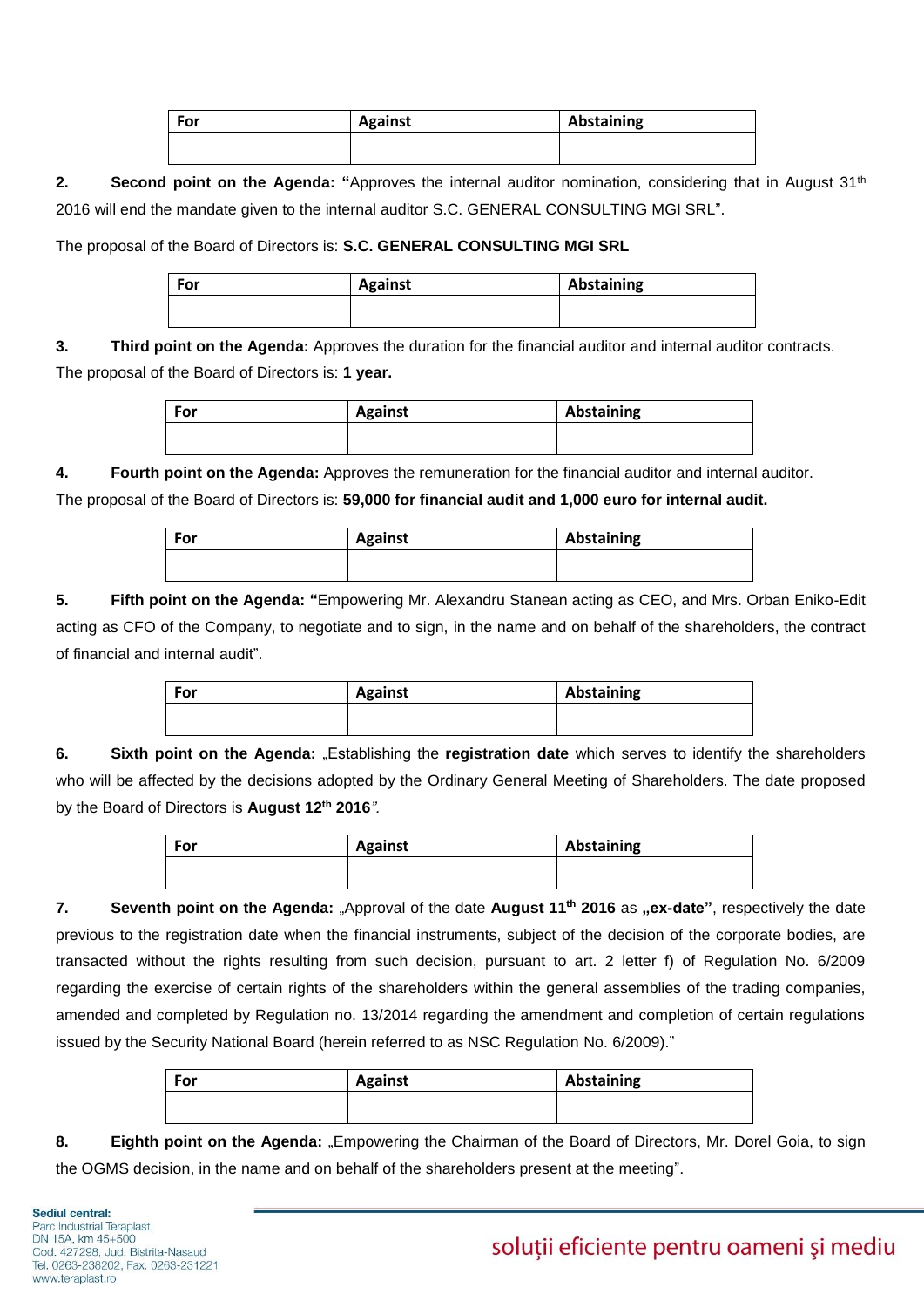| For | Against | Abstaining |
|---|---|---|
| | | |

2. **Second point on the Agenda: "**Approves the internal auditor nomination, considering that in August 31[th] 2016 will end the mandate given to the internal auditor S.C. GENERAL CONSULTING MGI SRL".

The proposal of the Board of Directors is: **S.C. GENERAL CONSULTING MGI SRL**

| For | Against | Abstaining |
|---|---|---|
| | | |

3. **Third point on the Agenda:** Approves the duration for the financial auditor and internal auditor contracts. The proposal of the Board of Directors is: **1 year.**

| For | Against | Abstaining |
|---|---|---|
| | | |

4. **Fourth point on the Agenda:** Approves the remuneration for the financial auditor and internal auditor. The proposal of the Board of Directors is: **59,000 for financial audit and 1,000 euro for internal audit.**

| For | Against | Abstaining |
|---|---|---|
| | | |

5. **Fifth point on the Agenda: "**Empowering Mr. Alexandru Stanean acting as CEO, and Mrs. Orban Eniko-Edit acting as CFO of the Company, to negotiate and to sign, in the name and on behalf of the shareholders, the contract of financial and internal audit".

| For | Against | Abstaining |
|---|---|---|
| | | |

6. **Sixth point on the Agenda:** „Establishing the **registration date** which serves to identify the shareholders who will be affected by the decisions adopted by the Ordinary General Meeting of Shareholders. The date proposed by the Board of Directors is **August 12[th] 2016**".

| For | Against | Abstaining |
|---|---|---|
| | | |

7. **Seventh point on the Agenda:** „Approval of the date **August 11[th] 2016** as **„ex-date"**, respectively the date previous to the registration date when the financial instruments, subject of the decision of the corporate bodies, are transacted without the rights resulting from such decision, pursuant to art. 2 letter f) of Regulation No. 6/2009 regarding the exercise of certain rights of the shareholders within the general assemblies of the trading companies, amended and completed by Regulation no. 13/2014 regarding the amendment and completion of certain regulations issued by the Security National Board (herein referred to as NSC Regulation No. 6/2009)."

| For | Against | Abstaining |
|---|---|---|
| | | |

8. **Eighth point on the Agenda:** „Empowering the Chairman of the Board of Directors, Mr. Dorel Goia, to sign the OGMS decision, in the name and on behalf of the shareholders present at the meeting".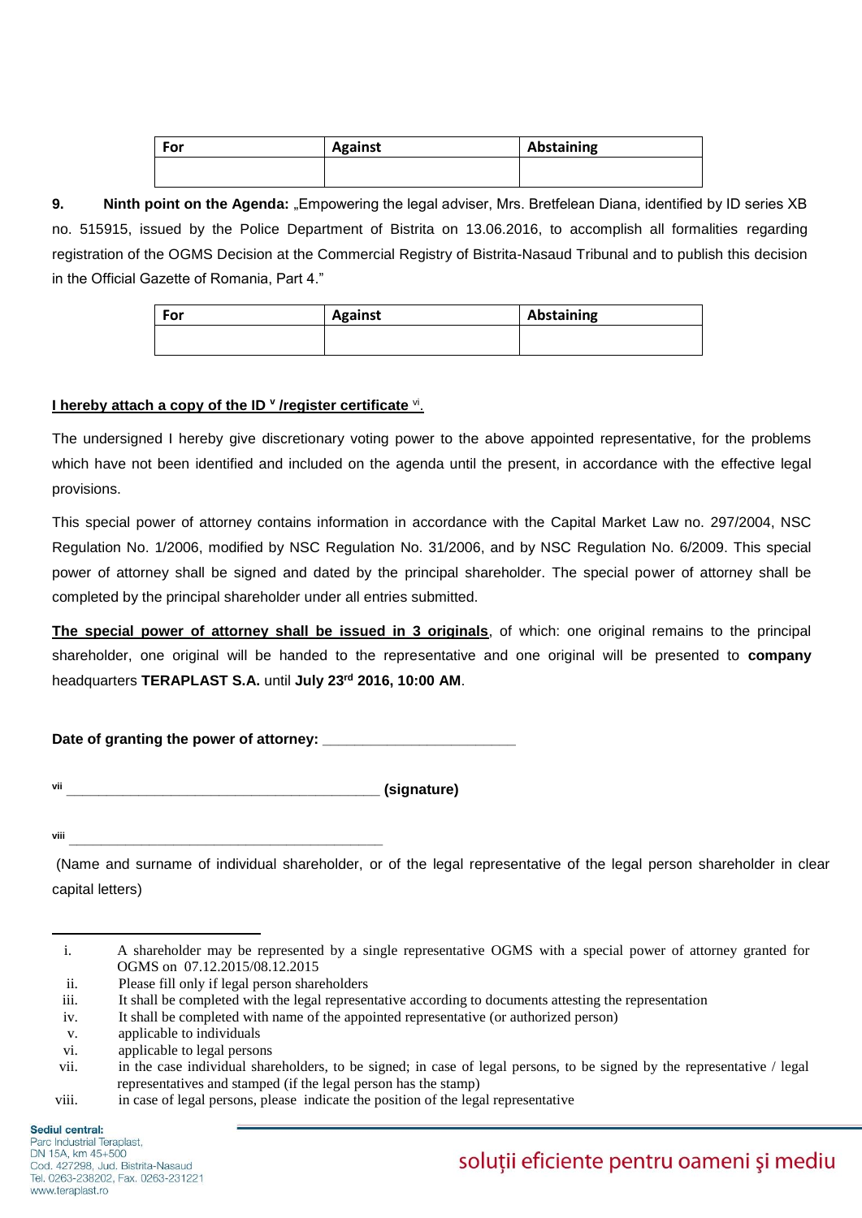| For | Against | Abstaining |
|---|---|---|
| | | |

**9. Ninth point on the Agenda:** „Empowering the legal adviser, Mrs. Bretfelean Diana, identified by ID series XB no. 515915, issued by the Police Department of Bistrita on 13.06.2016, to accomplish all formalities regarding registration of the OGMS Decision at the Commercial Registry of Bistrita-Nasaud Tribunal and to publish this decision in the Official Gazette of Romania, Part 4."

| For | Against | Abstaining |
|---|---|---|
| | | |

**I hereby attach a copy of the ID [v] /register certificate [vi].**

The undersigned I hereby give discretionary voting power to the above appointed representative, for the problems which have not been identified and included on the agenda until the present, in accordance with the effective legal provisions.

This special power of attorney contains information in accordance with the Capital Market Law no. 297/2004, NSC Regulation No. 1/2006, modified by NSC Regulation No. 31/2006, and by NSC Regulation No. 6/2009. This special power of attorney shall be signed and dated by the principal shareholder. The special power of attorney shall be completed by the principal shareholder under all entries submitted.

**The special power of attorney shall be issued in 3 originals**, of which: one original remains to the principal shareholder, one original will be handed to the representative and one original will be presented to **company** headquarters **TERAPLAST S.A.** until **July 23rd 2016, 10:00 AM**.

**Date of granting the power of attorney: ________________________**

[vii] ________________________________________ **(signature)**

[viii] ________________________________________

(Name and surname of individual shareholder, or of the legal representative of the legal person shareholder in clear capital letters)

---

i. A shareholder may be represented by a single representative OGMS with a special power of attorney granted for OGMS on 07.12.2015/08.12.2015

ii. Please fill only if legal person shareholders

iii. It shall be completed with the legal representative according to documents attesting the representation

iv. It shall be completed with name of the appointed representative (or authorized person)

v. applicable to individuals

vi. applicable to legal persons

vii. in the case individual shareholders, to be signed; in case of legal persons, to be signed by the representative / legal representatives and stamped (if the legal person has the stamp)

viii. in case of legal persons, please indicate the position of the legal representative